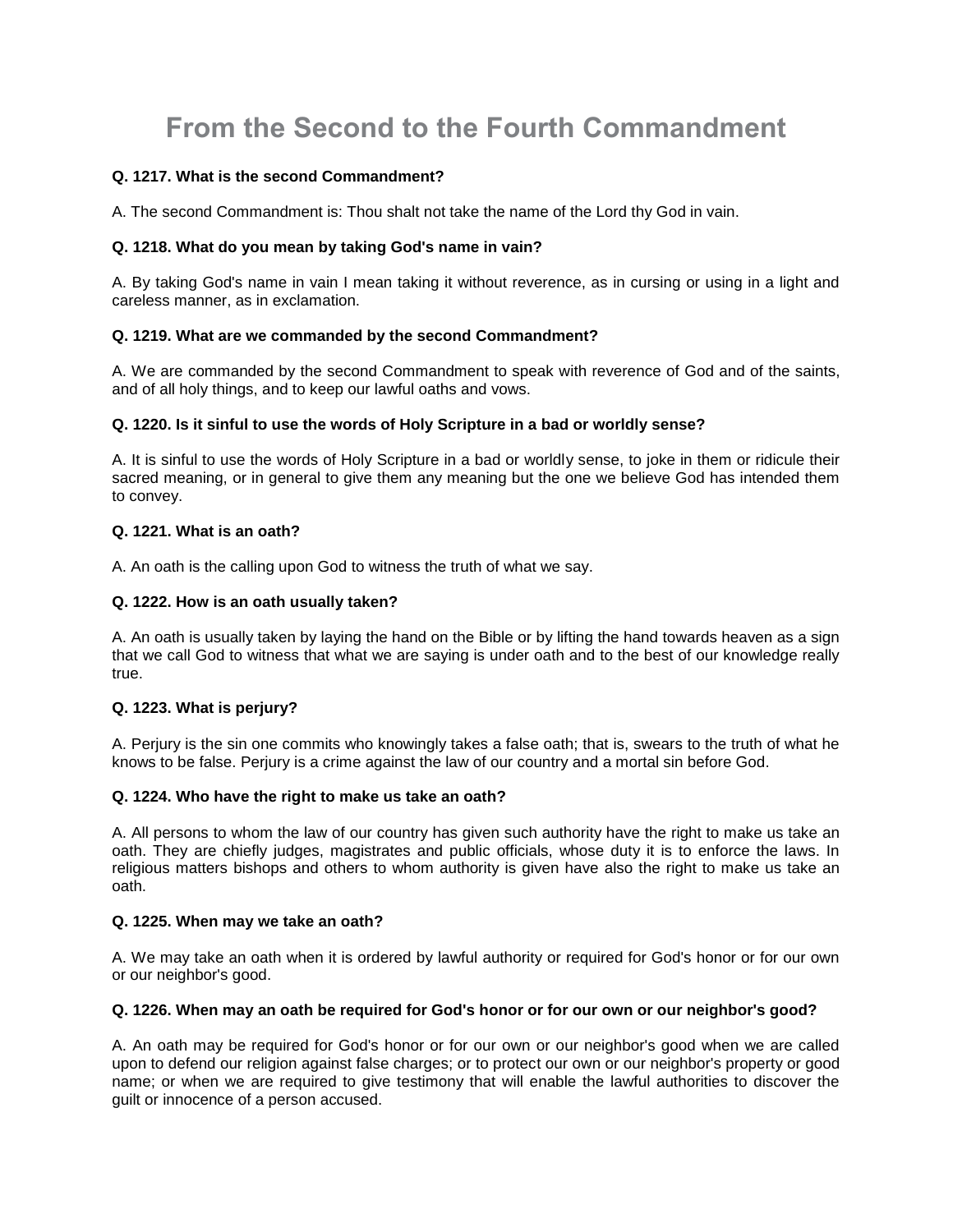# From the Second to the Fourth Commandment

**Q. 1217. What is the second Commandment?**

A. The second Commandment is: Thou shalt not take the name of the Lord thy God in vain.

**Q. 1218. What do you mean by taking God's name in vain?**

A. By taking God's name in vain I mean taking it without reverence, as in cursing or using in a light and careless manner, as in exclamation.

**Q. 1219. What are we commanded by the second Commandment?**

A. We are commanded by the second Commandment to speak with reverence of God and of the saints, and of all holy things, and to keep our lawful oaths and vows.

**Q. 1220. Is it sinful to use the words of Holy Scripture in a bad or worldly sense?**

A. It is sinful to use the words of Holy Scripture in a bad or worldly sense, to joke in them or ridicule their sacred meaning, or in general to give them any meaning but the one we believe God has intended them to convey.

**Q. 1221. What is an oath?**

A. An oath is the calling upon God to witness the truth of what we say.

**Q. 1222. How is an oath usually taken?**

A. An oath is usually taken by laying the hand on the Bible or by lifting the hand towards heaven as a sign that we call God to witness that what we are saying is under oath and to the best of our knowledge really true.

**Q. 1223. What is perjury?**

A. Perjury is the sin one commits who knowingly takes a false oath; that is, swears to the truth of what he knows to be false. Perjury is a crime against the law of our country and a mortal sin before God.

**Q. 1224. Who have the right to make us take an oath?**

A. All persons to whom the law of our country has given such authority have the right to make us take an oath. They are chiefly judges, magistrates and public officials, whose duty it is to enforce the laws. In religious matters bishops and others to whom authority is given have also the right to make us take an oath.

**Q. 1225. When may we take an oath?**

A. We may take an oath when it is ordered by lawful authority or required for God's honor or for our own or our neighbor's good.

**Q. 1226. When may an oath be required for God's honor or for our own or our neighbor's good?**

A. An oath may be required for God's honor or for our own or our neighbor's good when we are called upon to defend our religion against false charges; or to protect our own or our neighbor's property or good name; or when we are required to give testimony that will enable the lawful authorities to discover the guilt or innocence of a person accused.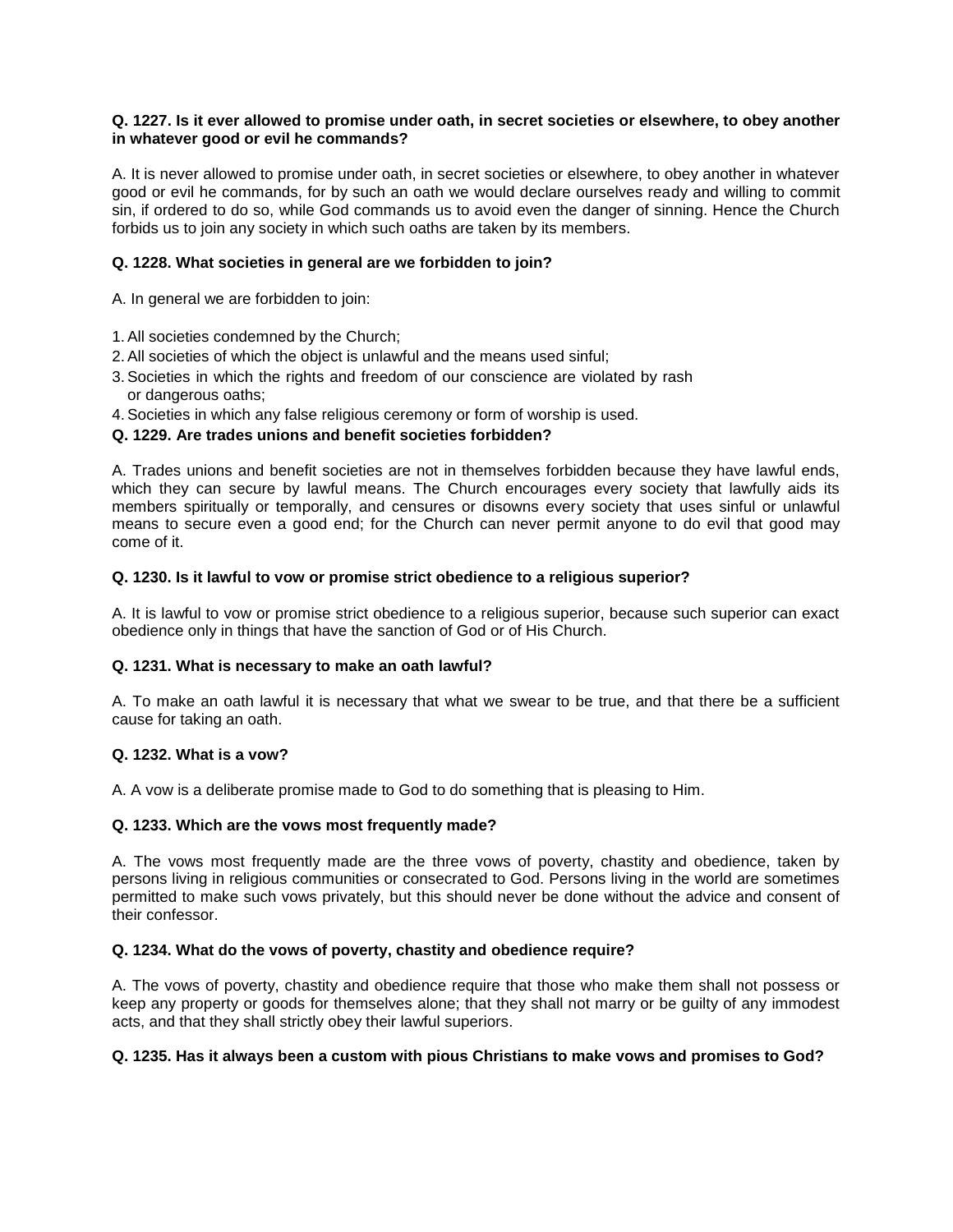**Q. 1227. Is it ever allowed to promise under oath, in secret societies or elsewhere, to obey another in whatever good or evil he commands?**

A. It is never allowed to promise under oath, in secret societies or elsewhere, to obey another in whatever good or evil he commands, for by such an oath we would declare ourselves ready and willing to commit sin, if ordered to do so, while God commands us to avoid even the danger of sinning. Hence the Church forbids us to join any society in which such oaths are taken by its members.

**Q. 1228. What societies in general are we forbidden to join?**

A. In general we are forbidden to join:

1. All societies condemned by the Church;
2. All societies of which the object is unlawful and the means used sinful;
3. Societies in which the rights and freedom of our conscience are violated by rash or dangerous oaths;
4. Societies in which any false religious ceremony or form of worship is used.

**Q. 1229. Are trades unions and benefit societies forbidden?**

A. Trades unions and benefit societies are not in themselves forbidden because they have lawful ends, which they can secure by lawful means. The Church encourages every society that lawfully aids its members spiritually or temporally, and censures or disowns every society that uses sinful or unlawful means to secure even a good end; for the Church can never permit anyone to do evil that good may come of it.

**Q. 1230. Is it lawful to vow or promise strict obedience to a religious superior?**

A. It is lawful to vow or promise strict obedience to a religious superior, because such superior can exact obedience only in things that have the sanction of God or of His Church.

**Q. 1231. What is necessary to make an oath lawful?**

A. To make an oath lawful it is necessary that what we swear to be true, and that there be a sufficient cause for taking an oath.

**Q. 1232. What is a vow?**

A. A vow is a deliberate promise made to God to do something that is pleasing to Him.

**Q. 1233. Which are the vows most frequently made?**

A. The vows most frequently made are the three vows of poverty, chastity and obedience, taken by persons living in religious communities or consecrated to God. Persons living in the world are sometimes permitted to make such vows privately, but this should never be done without the advice and consent of their confessor.

**Q. 1234. What do the vows of poverty, chastity and obedience require?**

A. The vows of poverty, chastity and obedience require that those who make them shall not possess or keep any property or goods for themselves alone; that they shall not marry or be guilty of any immodest acts, and that they shall strictly obey their lawful superiors.

**Q. 1235. Has it always been a custom with pious Christians to make vows and promises to God?**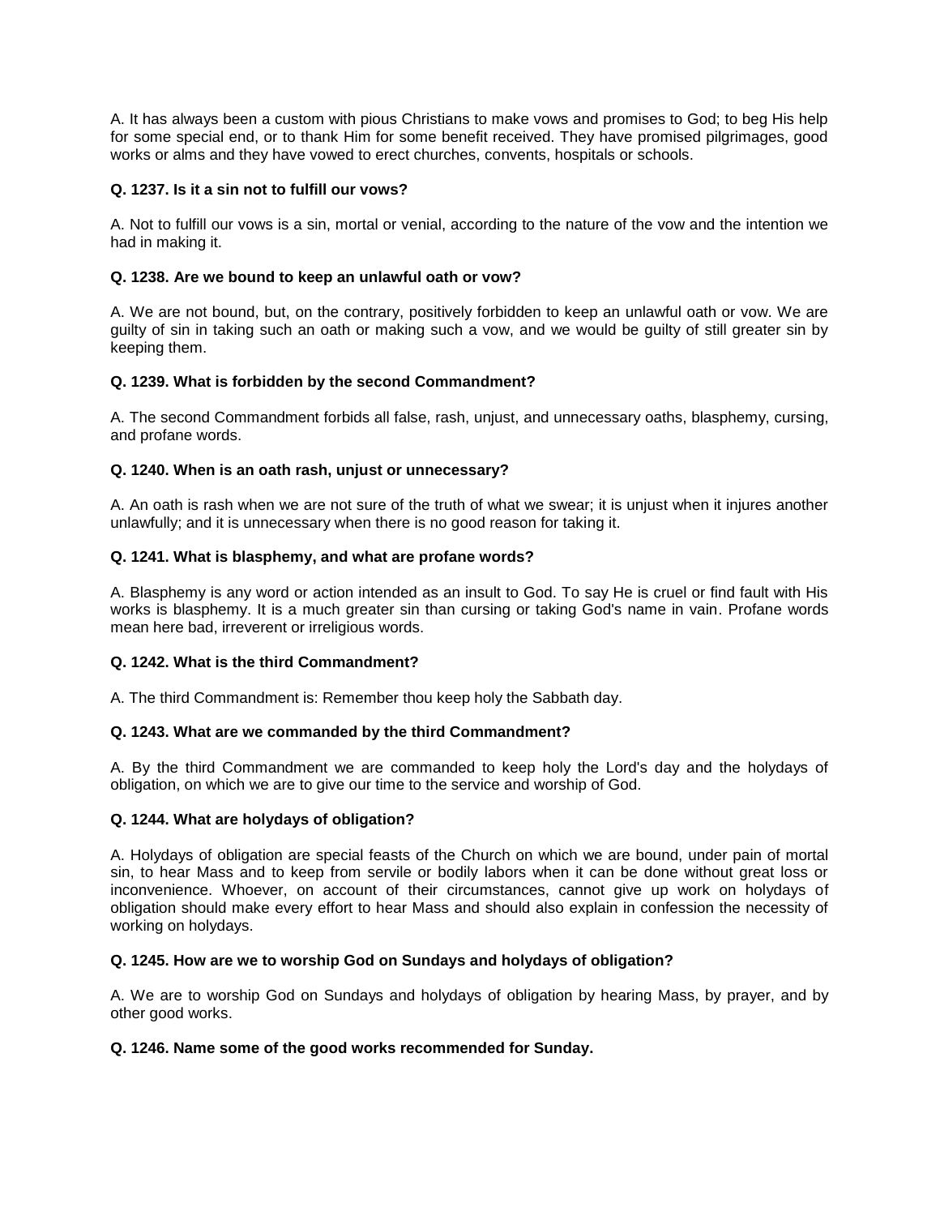A. It has always been a custom with pious Christians to make vows and promises to God; to beg His help for some special end, or to thank Him for some benefit received. They have promised pilgrimages, good works or alms and they have vowed to erect churches, convents, hospitals or schools.

**Q. 1237. Is it a sin not to fulfill our vows?**

A. Not to fulfill our vows is a sin, mortal or venial, according to the nature of the vow and the intention we had in making it.

**Q. 1238. Are we bound to keep an unlawful oath or vow?**

A. We are not bound, but, on the contrary, positively forbidden to keep an unlawful oath or vow. We are guilty of sin in taking such an oath or making such a vow, and we would be guilty of still greater sin by keeping them.

**Q. 1239. What is forbidden by the second Commandment?**

A. The second Commandment forbids all false, rash, unjust, and unnecessary oaths, blasphemy, cursing, and profane words.

**Q. 1240. When is an oath rash, unjust or unnecessary?**

A. An oath is rash when we are not sure of the truth of what we swear; it is unjust when it injures another unlawfully; and it is unnecessary when there is no good reason for taking it.

**Q. 1241. What is blasphemy, and what are profane words?**

A. Blasphemy is any word or action intended as an insult to God. To say He is cruel or find fault with His works is blasphemy. It is a much greater sin than cursing or taking God's name in vain. Profane words mean here bad, irreverent or irreligious words.

**Q. 1242. What is the third Commandment?**

A. The third Commandment is: Remember thou keep holy the Sabbath day.

**Q. 1243. What are we commanded by the third Commandment?**

A. By the third Commandment we are commanded to keep holy the Lord's day and the holydays of obligation, on which we are to give our time to the service and worship of God.

**Q. 1244. What are holydays of obligation?**

A. Holydays of obligation are special feasts of the Church on which we are bound, under pain of mortal sin, to hear Mass and to keep from servile or bodily labors when it can be done without great loss or inconvenience. Whoever, on account of their circumstances, cannot give up work on holydays of obligation should make every effort to hear Mass and should also explain in confession the necessity of working on holydays.

**Q. 1245. How are we to worship God on Sundays and holydays of obligation?**

A. We are to worship God on Sundays and holydays of obligation by hearing Mass, by prayer, and by other good works.

**Q. 1246. Name some of the good works recommended for Sunday.**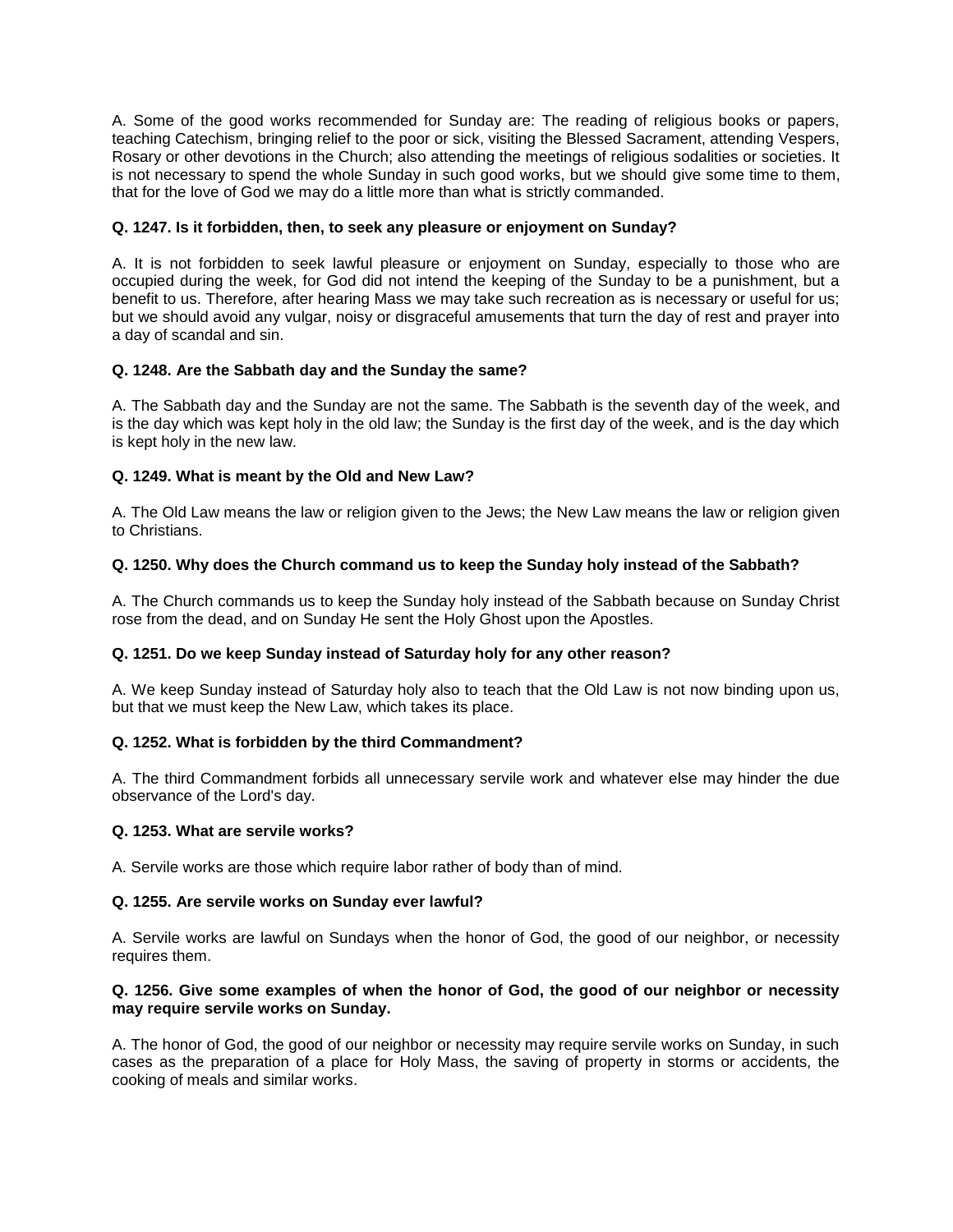A. Some of the good works recommended for Sunday are: The reading of religious books or papers, teaching Catechism, bringing relief to the poor or sick, visiting the Blessed Sacrament, attending Vespers, Rosary or other devotions in the Church; also attending the meetings of religious sodalities or societies. It is not necessary to spend the whole Sunday in such good works, but we should give some time to them, that for the love of God we may do a little more than what is strictly commanded.

**Q. 1247. Is it forbidden, then, to seek any pleasure or enjoyment on Sunday?**

A. It is not forbidden to seek lawful pleasure or enjoyment on Sunday, especially to those who are occupied during the week, for God did not intend the keeping of the Sunday to be a punishment, but a benefit to us. Therefore, after hearing Mass we may take such recreation as is necessary or useful for us; but we should avoid any vulgar, noisy or disgraceful amusements that turn the day of rest and prayer into a day of scandal and sin.

**Q. 1248. Are the Sabbath day and the Sunday the same?**

A. The Sabbath day and the Sunday are not the same. The Sabbath is the seventh day of the week, and is the day which was kept holy in the old law; the Sunday is the first day of the week, and is the day which is kept holy in the new law.

**Q. 1249. What is meant by the Old and New Law?**

A. The Old Law means the law or religion given to the Jews; the New Law means the law or religion given to Christians.

**Q. 1250. Why does the Church command us to keep the Sunday holy instead of the Sabbath?**

A. The Church commands us to keep the Sunday holy instead of the Sabbath because on Sunday Christ rose from the dead, and on Sunday He sent the Holy Ghost upon the Apostles.

**Q. 1251. Do we keep Sunday instead of Saturday holy for any other reason?**

A. We keep Sunday instead of Saturday holy also to teach that the Old Law is not now binding upon us, but that we must keep the New Law, which takes its place.

**Q. 1252. What is forbidden by the third Commandment?**

A. The third Commandment forbids all unnecessary servile work and whatever else may hinder the due observance of the Lord's day.

**Q. 1253. What are servile works?**

A. Servile works are those which require labor rather of body than of mind.

**Q. 1255. Are servile works on Sunday ever lawful?**

A. Servile works are lawful on Sundays when the honor of God, the good of our neighbor, or necessity requires them.

**Q. 1256. Give some examples of when the honor of God, the good of our neighbor or necessity may require servile works on Sunday.**

A. The honor of God, the good of our neighbor or necessity may require servile works on Sunday, in such cases as the preparation of a place for Holy Mass, the saving of property in storms or accidents, the cooking of meals and similar works.